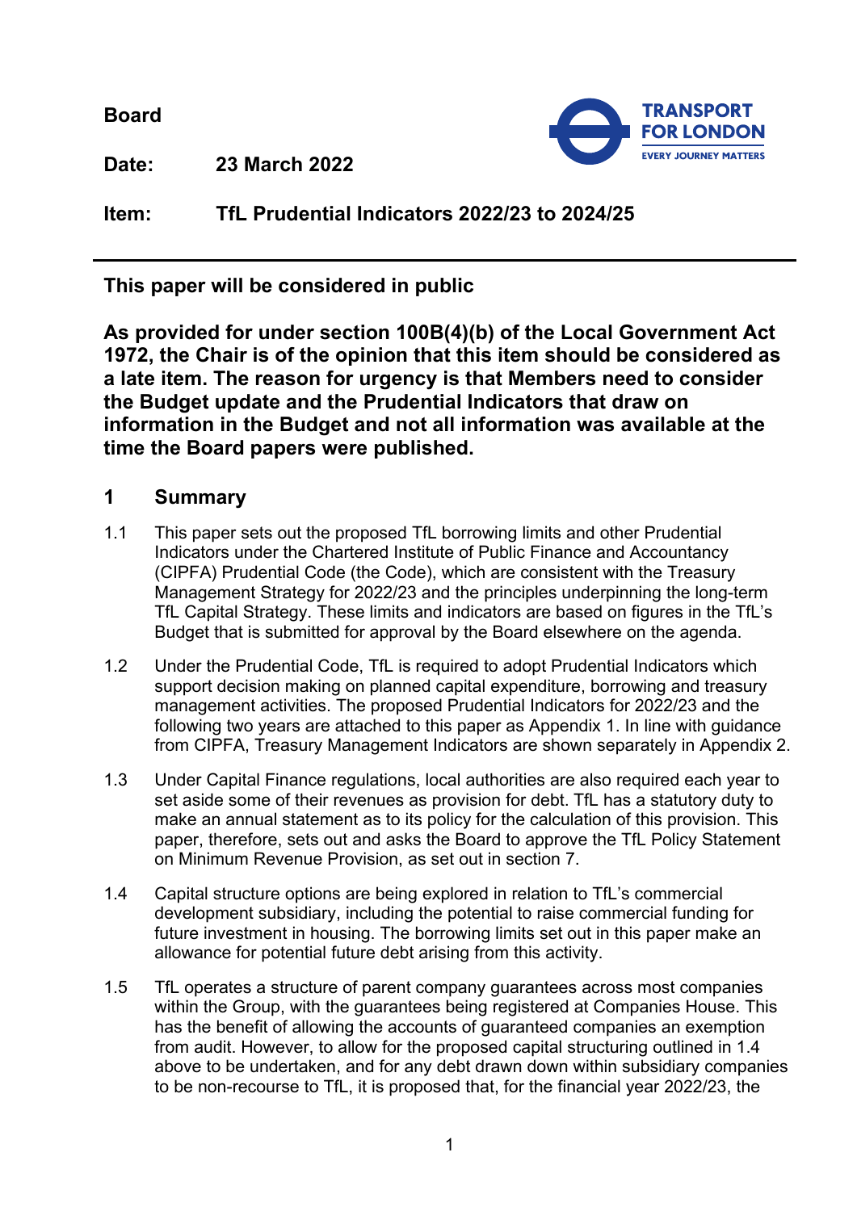**Board**

**Date:** **23 March 2022**

**Item:** **TfL Prudential Indicators 2022/23 to 2024/25**

---

**This paper will be considered in public**

**As provided for under section 100B(4)(b) of the Local Government Act 1972, the Chair is of the opinion that this item should be considered as a late item. The reason for urgency is that Members need to consider the Budget update and the Prudential Indicators that draw on information in the Budget and not all information was available at the time the Board papers were published.**

## 1 Summary

1.1 This paper sets out the proposed TfL borrowing limits and other Prudential Indicators under the Chartered Institute of Public Finance and Accountancy (CIPFA) Prudential Code (the Code), which are consistent with the Treasury Management Strategy for 2022/23 and the principles underpinning the long-term TfL Capital Strategy. These limits and indicators are based on figures in the TfL's Budget that is submitted for approval by the Board elsewhere on the agenda.

1.2 Under the Prudential Code, TfL is required to adopt Prudential Indicators which support decision making on planned capital expenditure, borrowing and treasury management activities. The proposed Prudential Indicators for 2022/23 and the following two years are attached to this paper as Appendix 1. In line with guidance from CIPFA, Treasury Management Indicators are shown separately in Appendix 2.

1.3 Under Capital Finance regulations, local authorities are also required each year to set aside some of their revenues as provision for debt. TfL has a statutory duty to make an annual statement as to its policy for the calculation of this provision. This paper, therefore, sets out and asks the Board to approve the TfL Policy Statement on Minimum Revenue Provision, as set out in section 7.

1.4 Capital structure options are being explored in relation to TfL's commercial development subsidiary, including the potential to raise commercial funding for future investment in housing. The borrowing limits set out in this paper make an allowance for potential future debt arising from this activity.

1.5 TfL operates a structure of parent company guarantees across most companies within the Group, with the guarantees being registered at Companies House. This has the benefit of allowing the accounts of guaranteed companies an exemption from audit. However, to allow for the proposed capital structuring outlined in 1.4 above to be undertaken, and for any debt drawn down within subsidiary companies to be non-recourse to TfL, it is proposed that, for the financial year 2022/23, the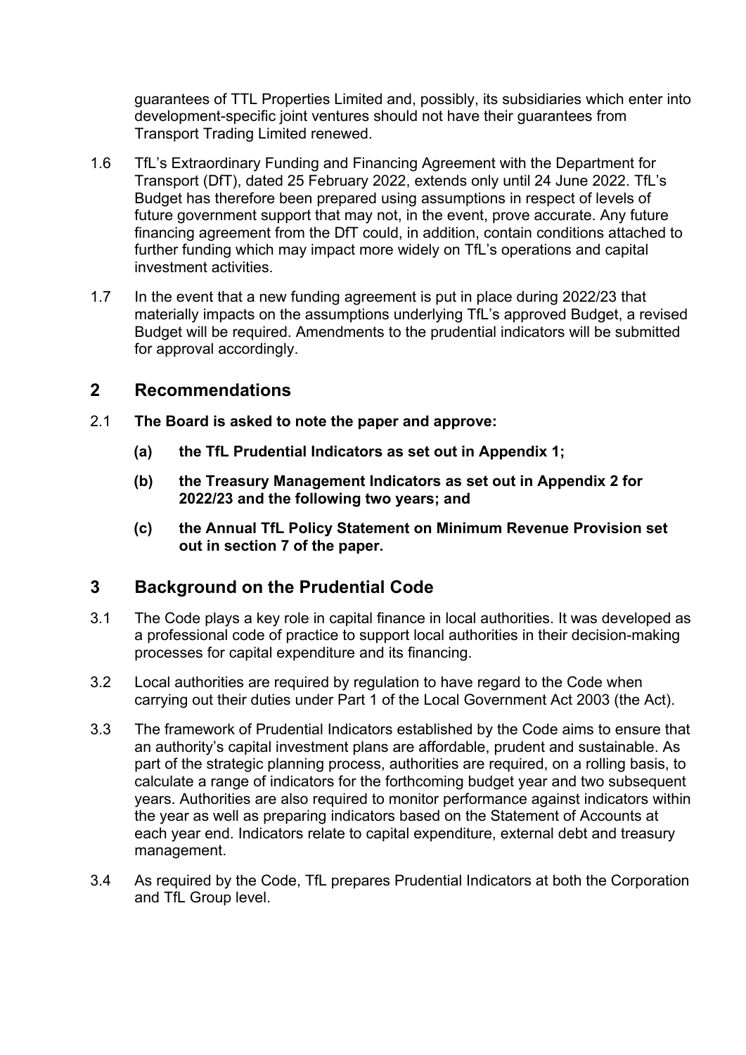guarantees of TTL Properties Limited and, possibly, its subsidiaries which enter into development-specific joint ventures should not have their guarantees from Transport Trading Limited renewed.

1.6 TfL's Extraordinary Funding and Financing Agreement with the Department for Transport (DfT), dated 25 February 2022, extends only until 24 June 2022. TfL's Budget has therefore been prepared using assumptions in respect of levels of future government support that may not, in the event, prove accurate. Any future financing agreement from the DfT could, in addition, contain conditions attached to further funding which may impact more widely on TfL's operations and capital investment activities.

1.7 In the event that a new funding agreement is put in place during 2022/23 that materially impacts on the assumptions underlying TfL's approved Budget, a revised Budget will be required. Amendments to the prudential indicators will be submitted for approval accordingly.

## 2 Recommendations

2.1 **The Board is asked to note the paper and approve:**

- **(a) the TfL Prudential Indicators as set out in Appendix 1;**
- **(b) the Treasury Management Indicators as set out in Appendix 2 for 2022/23 and the following two years; and**
- **(c) the Annual TfL Policy Statement on Minimum Revenue Provision set out in section 7 of the paper.**

## 3 Background on the Prudential Code

3.1 The Code plays a key role in capital finance in local authorities. It was developed as a professional code of practice to support local authorities in their decision-making processes for capital expenditure and its financing.

3.2 Local authorities are required by regulation to have regard to the Code when carrying out their duties under Part 1 of the Local Government Act 2003 (the Act).

3.3 The framework of Prudential Indicators established by the Code aims to ensure that an authority's capital investment plans are affordable, prudent and sustainable. As part of the strategic planning process, authorities are required, on a rolling basis, to calculate a range of indicators for the forthcoming budget year and two subsequent years. Authorities are also required to monitor performance against indicators within the year as well as preparing indicators based on the Statement of Accounts at each year end. Indicators relate to capital expenditure, external debt and treasury management.

3.4 As required by the Code, TfL prepares Prudential Indicators at both the Corporation and TfL Group level.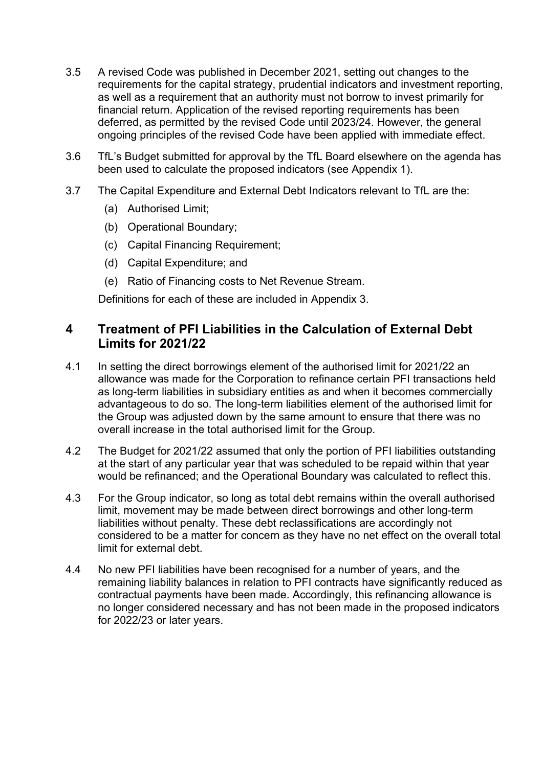3.5 A revised Code was published in December 2021, setting out changes to the requirements for the capital strategy, prudential indicators and investment reporting, as well as a requirement that an authority must not borrow to invest primarily for financial return. Application of the revised reporting requirements has been deferred, as permitted by the revised Code until 2023/24. However, the general ongoing principles of the revised Code have been applied with immediate effect.

3.6 TfL's Budget submitted for approval by the TfL Board elsewhere on the agenda has been used to calculate the proposed indicators (see Appendix 1).

3.7 The Capital Expenditure and External Debt Indicators relevant to TfL are the:

(a) Authorised Limit;

(b) Operational Boundary;

(c) Capital Financing Requirement;

(d) Capital Expenditure; and

(e) Ratio of Financing costs to Net Revenue Stream.

Definitions for each of these are included in Appendix 3.

## 4 Treatment of PFI Liabilities in the Calculation of External Debt Limits for 2021/22

4.1 In setting the direct borrowings element of the authorised limit for 2021/22 an allowance was made for the Corporation to refinance certain PFI transactions held as long-term liabilities in subsidiary entities as and when it becomes commercially advantageous to do so. The long-term liabilities element of the authorised limit for the Group was adjusted down by the same amount to ensure that there was no overall increase in the total authorised limit for the Group.

4.2 The Budget for 2021/22 assumed that only the portion of PFI liabilities outstanding at the start of any particular year that was scheduled to be repaid within that year would be refinanced; and the Operational Boundary was calculated to reflect this.

4.3 For the Group indicator, so long as total debt remains within the overall authorised limit, movement may be made between direct borrowings and other long-term liabilities without penalty. These debt reclassifications are accordingly not considered to be a matter for concern as they have no net effect on the overall total limit for external debt.

4.4 No new PFI liabilities have been recognised for a number of years, and the remaining liability balances in relation to PFI contracts have significantly reduced as contractual payments have been made. Accordingly, this refinancing allowance is no longer considered necessary and has not been made in the proposed indicators for 2022/23 or later years.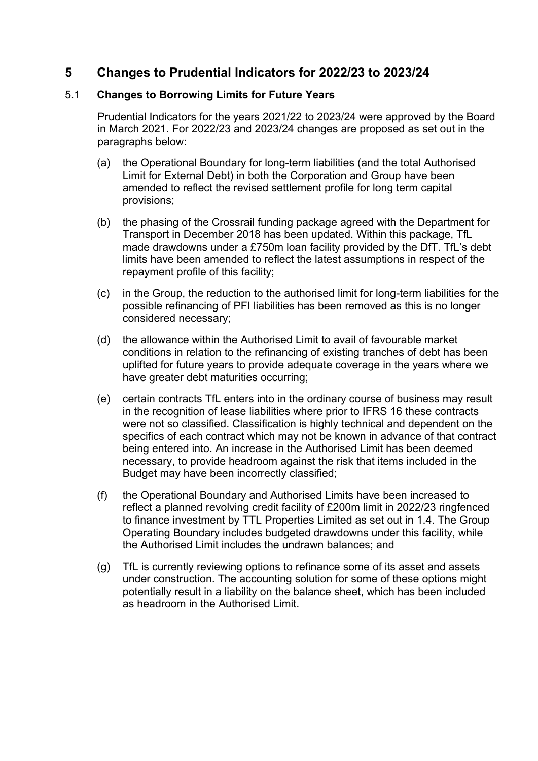# 5 Changes to Prudential Indicators for 2022/23 to 2023/24

## 5.1 Changes to Borrowing Limits for Future Years

Prudential Indicators for the years 2021/22 to 2023/24 were approved by the Board in March 2021. For 2022/23 and 2023/24 changes are proposed as set out in the paragraphs below:

(a) the Operational Boundary for long-term liabilities (and the total Authorised Limit for External Debt) in both the Corporation and Group have been amended to reflect the revised settlement profile for long term capital provisions;

(b) the phasing of the Crossrail funding package agreed with the Department for Transport in December 2018 has been updated. Within this package, TfL made drawdowns under a £750m loan facility provided by the DfT. TfL's debt limits have been amended to reflect the latest assumptions in respect of the repayment profile of this facility;

(c) in the Group, the reduction to the authorised limit for long-term liabilities for the possible refinancing of PFI liabilities has been removed as this is no longer considered necessary;

(d) the allowance within the Authorised Limit to avail of favourable market conditions in relation to the refinancing of existing tranches of debt has been uplifted for future years to provide adequate coverage in the years where we have greater debt maturities occurring;

(e) certain contracts TfL enters into in the ordinary course of business may result in the recognition of lease liabilities where prior to IFRS 16 these contracts were not so classified. Classification is highly technical and dependent on the specifics of each contract which may not be known in advance of that contract being entered into. An increase in the Authorised Limit has been deemed necessary, to provide headroom against the risk that items included in the Budget may have been incorrectly classified;

(f) the Operational Boundary and Authorised Limits have been increased to reflect a planned revolving credit facility of £200m limit in 2022/23 ringfenced to finance investment by TTL Properties Limited as set out in 1.4. The Group Operating Boundary includes budgeted drawdowns under this facility, while the Authorised Limit includes the undrawn balances; and

(g) TfL is currently reviewing options to refinance some of its asset and assets under construction. The accounting solution for some of these options might potentially result in a liability on the balance sheet, which has been included as headroom in the Authorised Limit.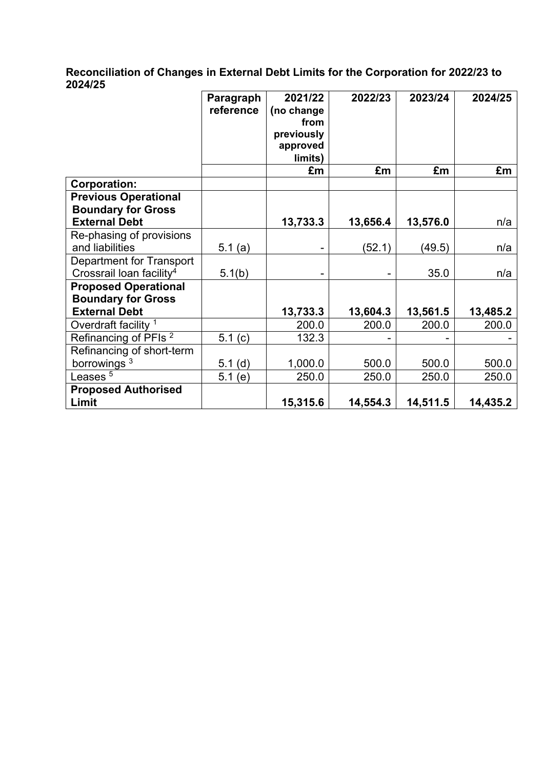**Reconciliation of Changes in External Debt Limits for the Corporation for 2022/23 to 2024/25**

| | Paragraph reference | 2021/22 (no change from previously approved limits) | 2022/23 | 2023/24 | 2024/25 |
|---|---|---|---|---|---|
| | | **£m** | **£m** | **£m** | **£m** |
| **Corporation:** | | | | | |
| **Previous Operational Boundary for Gross External Debt** | | **13,733.3** | **13,656.4** | **13,576.0** | n/a |
| Re-phasing of provisions and liabilities | 5.1 (a) | - | (52.1) | (49.5) | n/a |
| Department for Transport Crossrail loan facility[4] | 5.1(b) | - | - | 35.0 | n/a |
| **Proposed Operational Boundary for Gross External Debt** | | **13,733.3** | **13,604.3** | **13,561.5** | **13,485.2** |
| Overdraft facility [1] | | 200.0 | 200.0 | 200.0 | 200.0 |
| Refinancing of PFIs [2] | 5.1 (c) | 132.3 | - | - | - |
| Refinancing of short-term borrowings [3] | 5.1 (d) | 1,000.0 | 500.0 | 500.0 | 500.0 |
| Leases [5] | 5.1 (e) | 250.0 | 250.0 | 250.0 | 250.0 |
| **Proposed Authorised Limit** | | **15,315.6** | **14,554.3** | **14,511.5** | **14,435.2** |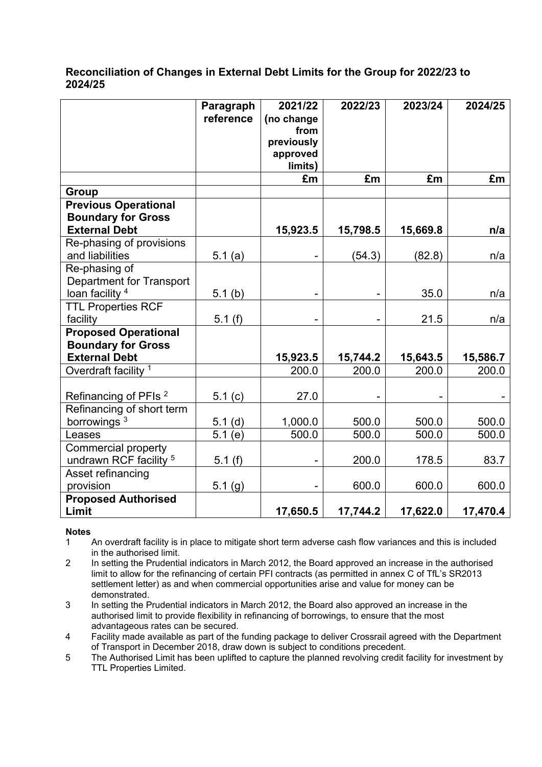## Reconciliation of Changes in External Debt Limits for the Group for 2022/23 to 2024/25

| | Paragraph reference | 2021/22 (no change from previously approved limits) | 2022/23 | 2023/24 | 2024/25 |
|---|---|---|---|---|---|
| | | £m | £m | £m | £m |
| **Group** | | | | | |
| **Previous Operational Boundary for Gross External Debt** | | **15,923.5** | **15,798.5** | **15,669.8** | **n/a** |
| Re-phasing of provisions and liabilities | 5.1 (a) | - | (54.3) | (82.8) | n/a |
| Re-phasing of Department for Transport loan facility [4] | 5.1 (b) | - | - | 35.0 | n/a |
| TTL Properties RCF facility | 5.1 (f) | - | - | 21.5 | n/a |
| **Proposed Operational Boundary for Gross External Debt** | | **15,923.5** | **15,744.2** | **15,643.5** | **15,586.7** |
| Overdraft facility [1] | | 200.0 | 200.0 | 200.0 | 200.0 |
| Refinancing of PFIs [2] | 5.1 (c) | 27.0 | - | - | - |
| Refinancing of short term borrowings [3] | 5.1 (d) | 1,000.0 | 500.0 | 500.0 | 500.0 |
| Leases | 5.1 (e) | 500.0 | 500.0 | 500.0 | 500.0 |
| Commercial property undrawn RCF facility [5] | 5.1 (f) | - | 200.0 | 178.5 | 83.7 |
| Asset refinancing provision | 5.1 (g) | - | 600.0 | 600.0 | 600.0 |
| **Proposed Authorised Limit** | | **17,650.5** | **17,744.2** | **17,622.0** | **17,470.4** |

**Notes**

1. An overdraft facility is in place to mitigate short term adverse cash flow variances and this is included in the authorised limit.
2. In setting the Prudential indicators in March 2012, the Board approved an increase in the authorised limit to allow for the refinancing of certain PFI contracts (as permitted in annex C of TfL's SR2013 settlement letter) as and when commercial opportunities arise and value for money can be demonstrated.
3. In setting the Prudential indicators in March 2012, the Board also approved an increase in the authorised limit to provide flexibility in refinancing of borrowings, to ensure that the most advantageous rates can be secured.
4. Facility made available as part of the funding package to deliver Crossrail agreed with the Department of Transport in December 2018, draw down is subject to conditions precedent.
5. The Authorised Limit has been uplifted to capture the planned revolving credit facility for investment by TTL Properties Limited.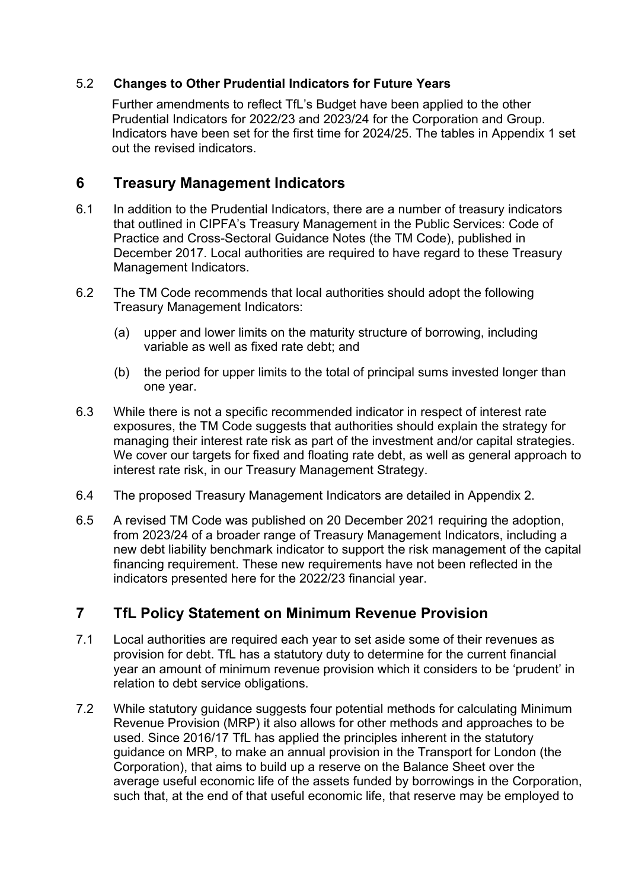### 5.2 Changes to Other Prudential Indicators for Future Years

Further amendments to reflect TfL's Budget have been applied to the other Prudential Indicators for 2022/23 and 2023/24 for the Corporation and Group. Indicators have been set for the first time for 2024/25. The tables in Appendix 1 set out the revised indicators.

## 6 Treasury Management Indicators

6.1 In addition to the Prudential Indicators, there are a number of treasury indicators that outlined in CIPFA's Treasury Management in the Public Services: Code of Practice and Cross-Sectoral Guidance Notes (the TM Code), published in December 2017. Local authorities are required to have regard to these Treasury Management Indicators.

6.2 The TM Code recommends that local authorities should adopt the following Treasury Management Indicators:

(a) upper and lower limits on the maturity structure of borrowing, including variable as well as fixed rate debt; and

(b) the period for upper limits to the total of principal sums invested longer than one year.

6.3 While there is not a specific recommended indicator in respect of interest rate exposures, the TM Code suggests that authorities should explain the strategy for managing their interest rate risk as part of the investment and/or capital strategies. We cover our targets for fixed and floating rate debt, as well as general approach to interest rate risk, in our Treasury Management Strategy.

6.4 The proposed Treasury Management Indicators are detailed in Appendix 2.

6.5 A revised TM Code was published on 20 December 2021 requiring the adoption, from 2023/24 of a broader range of Treasury Management Indicators, including a new debt liability benchmark indicator to support the risk management of the capital financing requirement. These new requirements have not been reflected in the indicators presented here for the 2022/23 financial year.

## 7 TfL Policy Statement on Minimum Revenue Provision

7.1 Local authorities are required each year to set aside some of their revenues as provision for debt. TfL has a statutory duty to determine for the current financial year an amount of minimum revenue provision which it considers to be 'prudent' in relation to debt service obligations.

7.2 While statutory guidance suggests four potential methods for calculating Minimum Revenue Provision (MRP) it also allows for other methods and approaches to be used. Since 2016/17 TfL has applied the principles inherent in the statutory guidance on MRP, to make an annual provision in the Transport for London (the Corporation), that aims to build up a reserve on the Balance Sheet over the average useful economic life of the assets funded by borrowings in the Corporation, such that, at the end of that useful economic life, that reserve may be employed to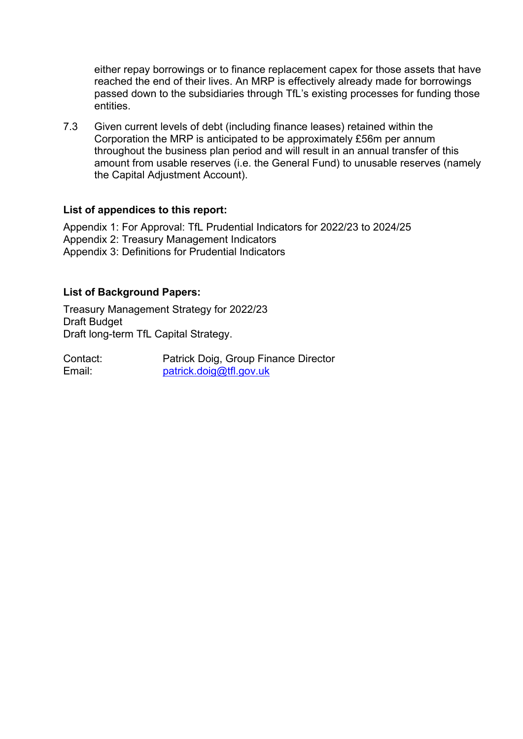either repay borrowings or to finance replacement capex for those assets that have reached the end of their lives. An MRP is effectively already made for borrowings passed down to the subsidiaries through TfL's existing processes for funding those entities.

7.3 Given current levels of debt (including finance leases) retained within the Corporation the MRP is anticipated to be approximately £56m per annum throughout the business plan period and will result in an annual transfer of this amount from usable reserves (i.e. the General Fund) to unusable reserves (namely the Capital Adjustment Account).

**List of appendices to this report:**

Appendix 1: For Approval: TfL Prudential Indicators for 2022/23 to 2024/25
Appendix 2: Treasury Management Indicators
Appendix 3: Definitions for Prudential Indicators

**List of Background Papers:**

Treasury Management Strategy for 2022/23
Draft Budget
Draft long-term TfL Capital Strategy.

Contact: Patrick Doig, Group Finance Director
Email: patrick.doig@tfl.gov.uk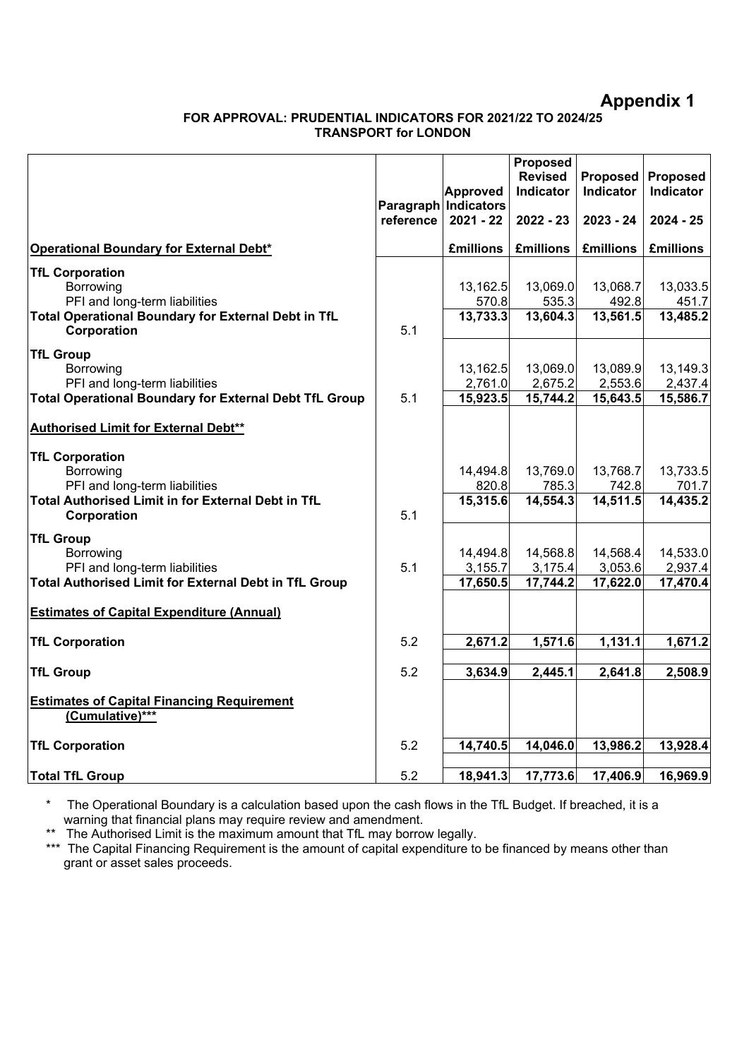## Appendix 1

**FOR APPROVAL: PRUDENTIAL INDICATORS FOR 2021/22 TO 2024/25**
**TRANSPORT for LONDON**

| | Paragraph reference | Approved Indicators 2021 - 22 | Proposed Revised Indicator 2022 - 23 | Proposed Indicator 2023 - 24 | Proposed Indicator 2024 - 25 |
|---|---|---|---|---|---|
| **Operational Boundary for External Debt*** | | **£millions** | **£millions** | **£millions** | **£millions** |
| **TfL Corporation** | | | | | |
| Borrowing | | 13,162.5 | 13,069.0 | 13,068.7 | 13,033.5 |
| PFI and long-term liabilities | | 570.8 | 535.3 | 492.8 | 451.7 |
| **Total Operational Boundary for External Debt in TfL Corporation** | 5.1 | **13,733.3** | **13,604.3** | **13,561.5** | **13,485.2** |
| **TfL Group** | | | | | |
| Borrowing | | 13,162.5 | 13,069.0 | 13,089.9 | 13,149.3 |
| PFI and long-term liabilities | | 2,761.0 | 2,675.2 | 2,553.6 | 2,437.4 |
| **Total Operational Boundary for External Debt TfL Group** | 5.1 | **15,923.5** | **15,744.2** | **15,643.5** | **15,586.7** |
| **Authorised Limit for External Debt**** | | | | | |
| **TfL Corporation** | | | | | |
| Borrowing | | 14,494.8 | 13,769.0 | 13,768.7 | 13,733.5 |
| PFI and long-term liabilities | | 820.8 | 785.3 | 742.8 | 701.7 |
| **Total Authorised Limit in for External Debt in TfL Corporation** | 5.1 | **15,315.6** | **14,554.3** | **14,511.5** | **14,435.2** |
| **TfL Group** | | | | | |
| Borrowing | | 14,494.8 | 14,568.8 | 14,568.4 | 14,533.0 |
| PFI and long-term liabilities | 5.1 | 3,155.7 | 3,175.4 | 3,053.6 | 2,937.4 |
| **Total Authorised Limit for External Debt in TfL Group** | | **17,650.5** | **17,744.2** | **17,622.0** | **17,470.4** |
| **Estimates of Capital Expenditure (Annual)** | | | | | |
| **TfL Corporation** | 5.2 | **2,671.2** | **1,571.6** | **1,131.1** | **1,671.2** |
| **TfL Group** | 5.2 | **3,634.9** | **2,445.1** | **2,641.8** | **2,508.9** |
| **Estimates of Capital Financing Requirement (Cumulative)***** | | | | | |
| **TfL Corporation** | 5.2 | **14,740.5** | **14,046.0** | **13,986.2** | **13,928.4** |
| **Total TfL Group** | 5.2 | **18,941.3** | **17,773.6** | **17,406.9** | **16,969.9** |

\* The Operational Boundary is a calculation based upon the cash flows in the TfL Budget. If breached, it is a warning that financial plans may require review and amendment.

** The Authorised Limit is the maximum amount that TfL may borrow legally.

*** The Capital Financing Requirement is the amount of capital expenditure to be financed by means other than grant or asset sales proceeds.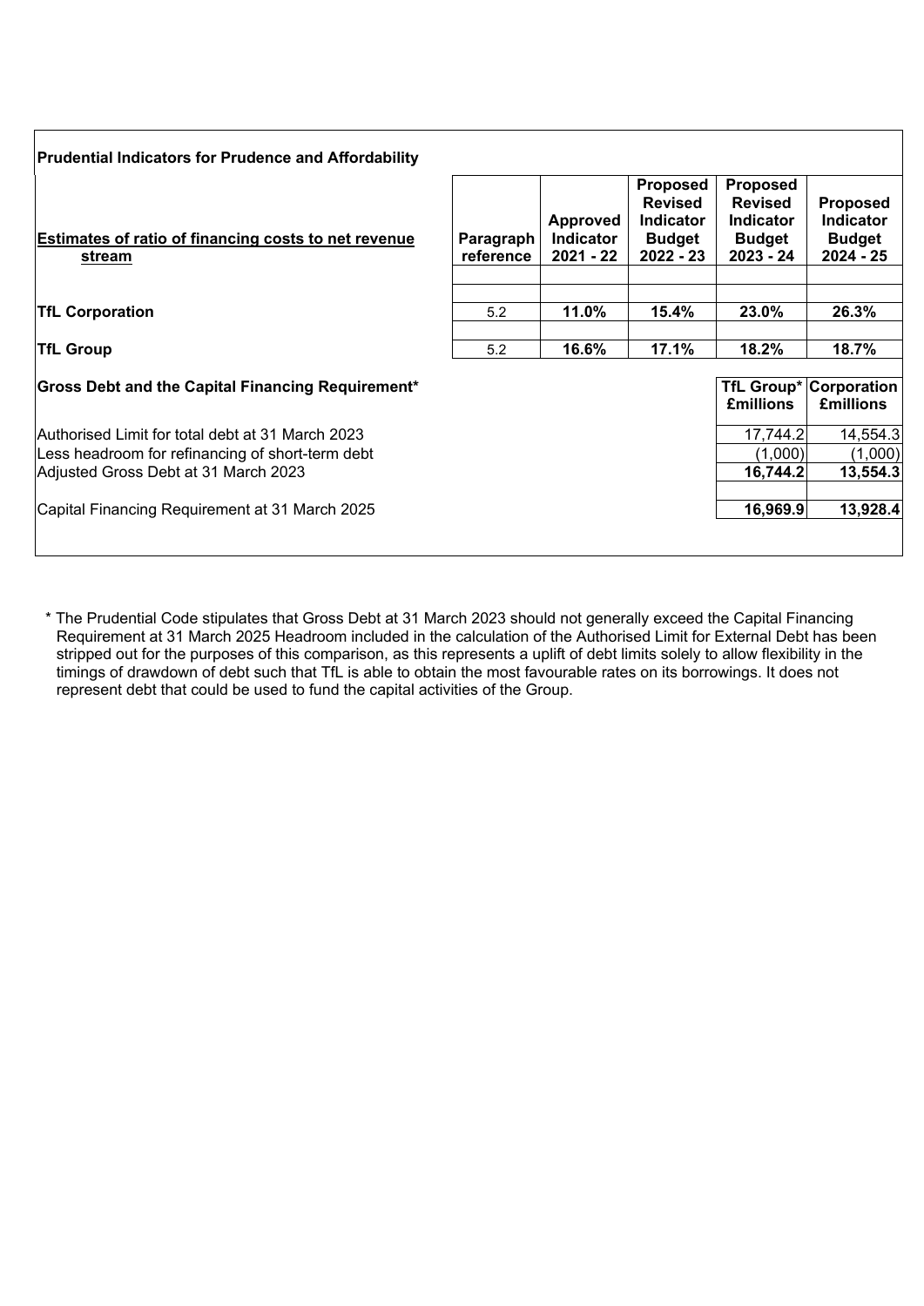**Prudential Indicators for Prudence and Affordability**

| Estimates of ratio of financing costs to net revenue stream | Paragraph reference | Approved Indicator 2021 - 22 | Proposed Revised Indicator Budget 2022 - 23 | Proposed Revised Indicator Budget 2023 - 24 | Proposed Indicator Budget 2024 - 25 |
|---|---|---|---|---|---|
| **TfL Corporation** | 5.2 | **11.0%** | **15.4%** | **23.0%** | **26.3%** |
| **TfL Group** | 5.2 | **16.6%** | **17.1%** | **18.2%** | **18.7%** |

| Gross Debt and the Capital Financing Requirement* | TfL Group* £millions | Corporation £millions |
|---|---|---|
| Authorised Limit for total debt at 31 March 2023 | 17,744.2 | 14,554.3 |
| Less headroom for refinancing of short-term debt | (1,000) | (1,000) |
| Adjusted Gross Debt at 31 March 2023 | **16,744.2** | **13,554.3** |
| Capital Financing Requirement at 31 March 2025 | **16,969.9** | **13,928.4** |

\* The Prudential Code stipulates that Gross Debt at 31 March 2023 should not generally exceed the Capital Financing Requirement at 31 March 2025 Headroom included in the calculation of the Authorised Limit for External Debt has been stripped out for the purposes of this comparison, as this represents a uplift of debt limits solely to allow flexibility in the timings of drawdown of debt such that TfL is able to obtain the most favourable rates on its borrowings. It does not represent debt that could be used to fund the capital activities of the Group.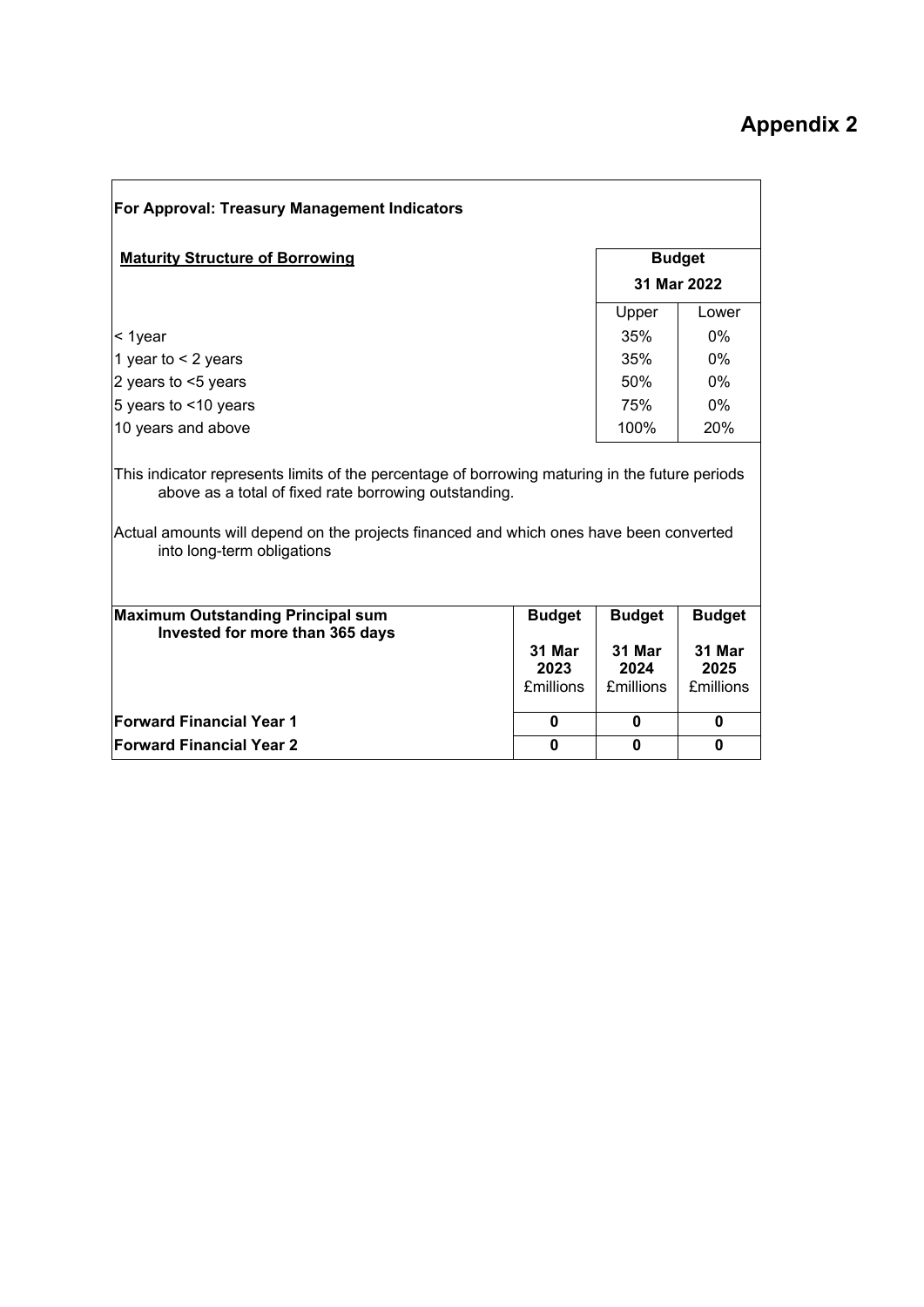# Appendix 2

**For Approval: Treasury Management Indicators**

| **Maturity Structure of Borrowing** | **Budget 31 Mar 2022** | |
|---|---|---|
| | Upper | Lower |
| < 1year | 35% | 0% |
| 1 year to < 2 years | 35% | 0% |
| 2 years to <5 years | 50% | 0% |
| 5 years to <10 years | 75% | 0% |
| 10 years and above | 100% | 20% |

This indicator represents limits of the percentage of borrowing maturing in the future periods above as a total of fixed rate borrowing outstanding.

Actual amounts will depend on the projects financed and which ones have been converted into long-term obligations

| **Maximum Outstanding Principal sum Invested for more than 365 days** | **Budget 31 Mar 2023** £millions | **Budget 31 Mar 2024** £millions | **Budget 31 Mar 2025** £millions |
|---|---|---|---|
| **Forward Financial Year 1** | **0** | **0** | **0** |
| **Forward Financial Year 2** | **0** | **0** | **0** |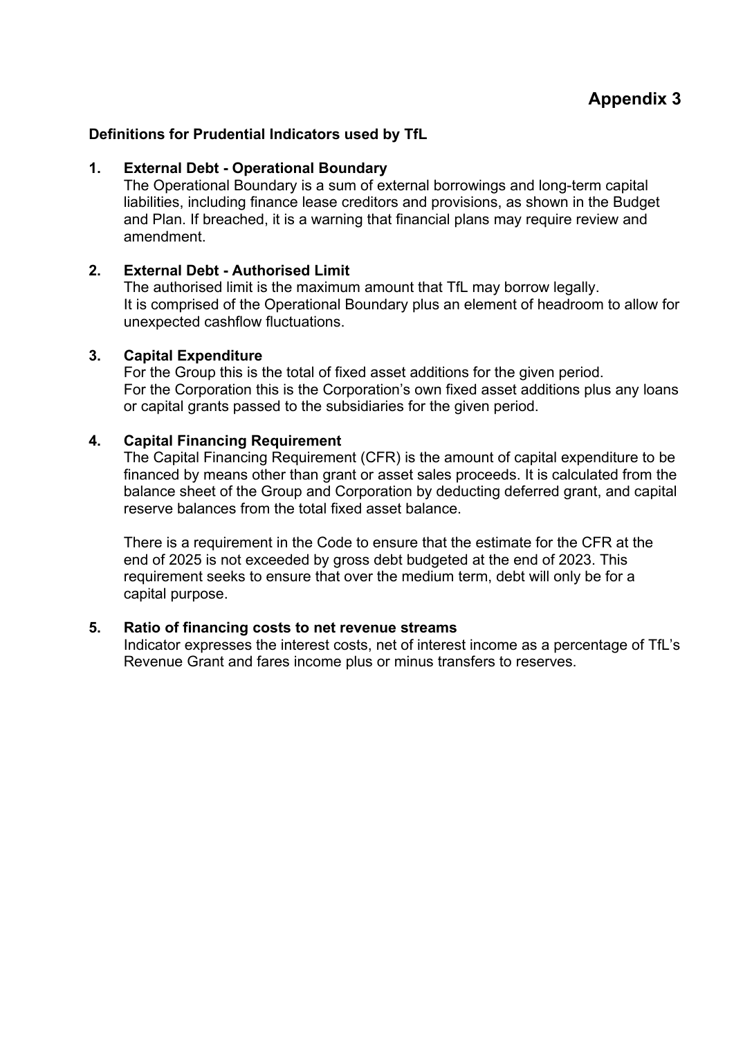# Appendix 3

**Definitions for Prudential Indicators used by TfL**

1. **External Debt - Operational Boundary**
   The Operational Boundary is a sum of external borrowings and long-term capital liabilities, including finance lease creditors and provisions, as shown in the Budget and Plan. If breached, it is a warning that financial plans may require review and amendment.

2. **External Debt - Authorised Limit**
   The authorised limit is the maximum amount that TfL may borrow legally.
   It is comprised of the Operational Boundary plus an element of headroom to allow for unexpected cashflow fluctuations.

3. **Capital Expenditure**
   For the Group this is the total of fixed asset additions for the given period.
   For the Corporation this is the Corporation's own fixed asset additions plus any loans or capital grants passed to the subsidiaries for the given period.

4. **Capital Financing Requirement**
   The Capital Financing Requirement (CFR) is the amount of capital expenditure to be financed by means other than grant or asset sales proceeds. It is calculated from the balance sheet of the Group and Corporation by deducting deferred grant, and capital reserve balances from the total fixed asset balance.

   There is a requirement in the Code to ensure that the estimate for the CFR at the end of 2025 is not exceeded by gross debt budgeted at the end of 2023. This requirement seeks to ensure that over the medium term, debt will only be for a capital purpose.

5. **Ratio of financing costs to net revenue streams**
   Indicator expresses the interest costs, net of interest income as a percentage of TfL's Revenue Grant and fares income plus or minus transfers to reserves.